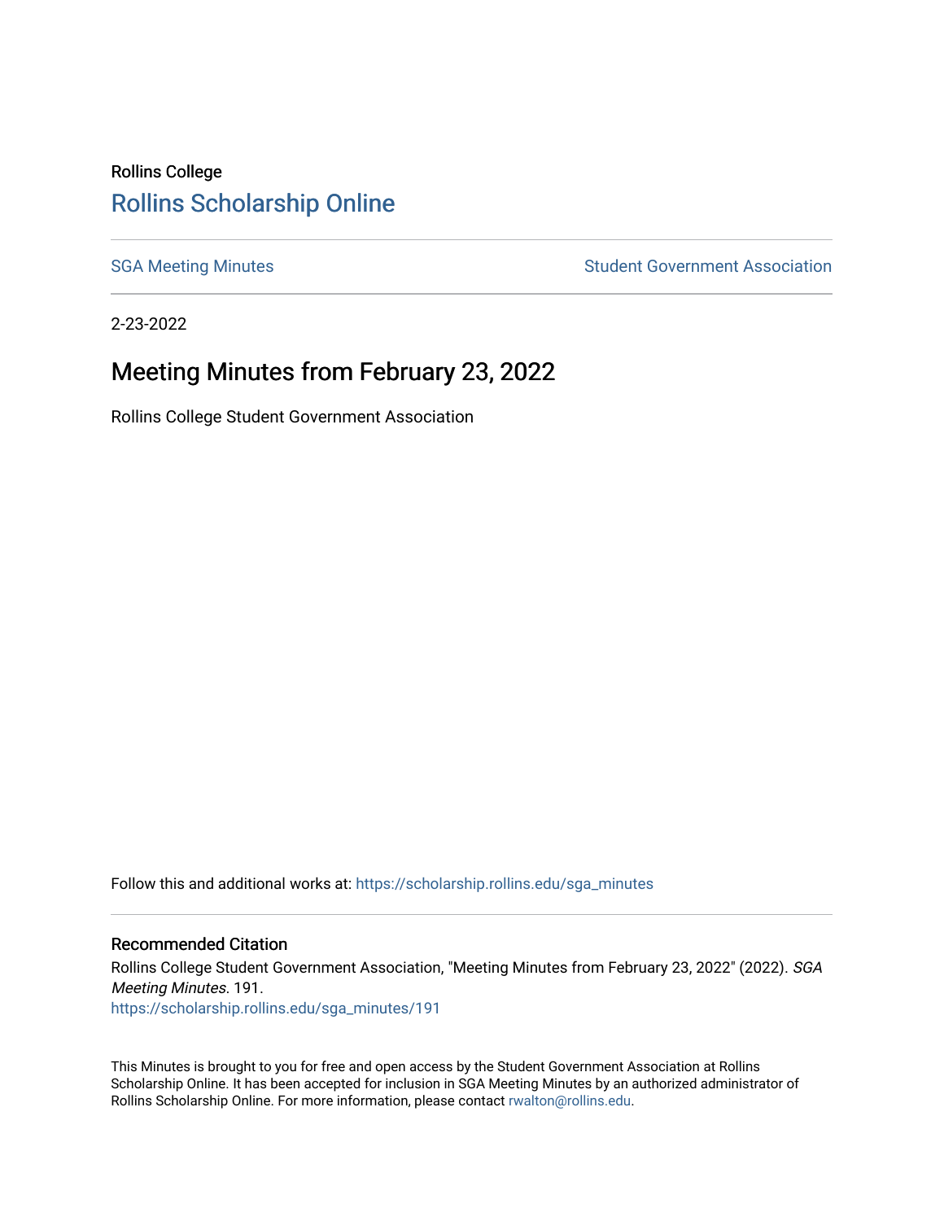Rollins College

# Rollins Scholarship Online

SGA Meeting Minutes | Student Government Association

2-23-2022

## Meeting Minutes from February 23, 2022

Rollins College Student Government Association

Follow this and additional works at: https://scholarship.rollins.edu/sga_minutes

### Recommended Citation

Rollins College Student Government Association, "Meeting Minutes from February 23, 2022" (2022). *SGA Meeting Minutes*. 191.
https://scholarship.rollins.edu/sga_minutes/191

This Minutes is brought to you for free and open access by the Student Government Association at Rollins Scholarship Online. It has been accepted for inclusion in SGA Meeting Minutes by an authorized administrator of Rollins Scholarship Online. For more information, please contact rwalton@rollins.edu.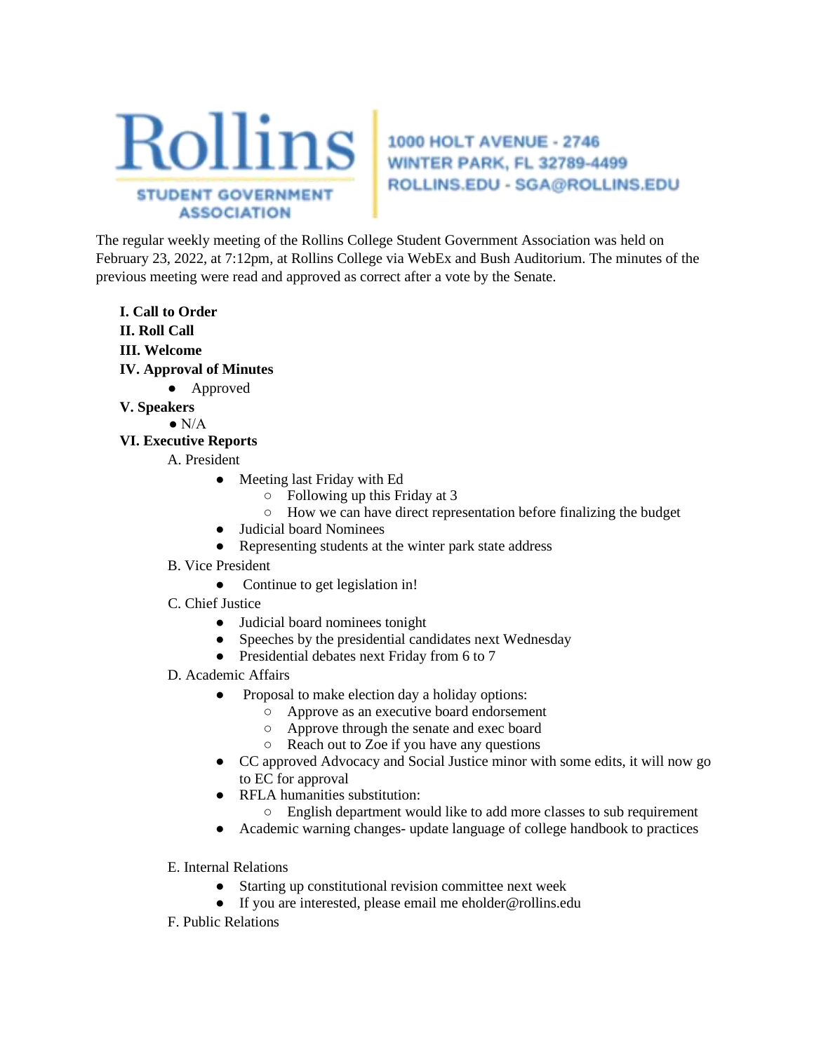**Rollins**

STUDENT GOVERNMENT ASSOCIATION

1000 HOLT AVENUE - 2746
WINTER PARK, FL 32789-4499
ROLLINS.EDU - SGA@ROLLINS.EDU

The regular weekly meeting of the Rollins College Student Government Association was held on February 23, 2022, at 7:12pm, at Rollins College via WebEx and Bush Auditorium. The minutes of the previous meeting were read and approved as correct after a vote by the Senate.

**I. Call to Order**

**II. Roll Call**

**III. Welcome**

**IV. Approval of Minutes**

- Approved

**V. Speakers**

- N/A

**VI. Executive Reports**

A. President

- Meeting last Friday with Ed
  - Following up this Friday at 3
  - How we can have direct representation before finalizing the budget
- Judicial board Nominees
- Representing students at the winter park state address

B. Vice President

- Continue to get legislation in!

C. Chief Justice

- Judicial board nominees tonight
- Speeches by the presidential candidates next Wednesday
- Presidential debates next Friday from 6 to 7

D. Academic Affairs

- Proposal to make election day a holiday options:
  - Approve as an executive board endorsement
  - Approve through the senate and exec board
  - Reach out to Zoe if you have any questions
- CC approved Advocacy and Social Justice minor with some edits, it will now go to EC for approval
- RFLA humanities substitution:
  - English department would like to add more classes to sub requirement
- Academic warning changes- update language of college handbook to practices

E. Internal Relations

- Starting up constitutional revision committee next week
- If you are interested, please email me eholder@rollins.edu

F. Public Relations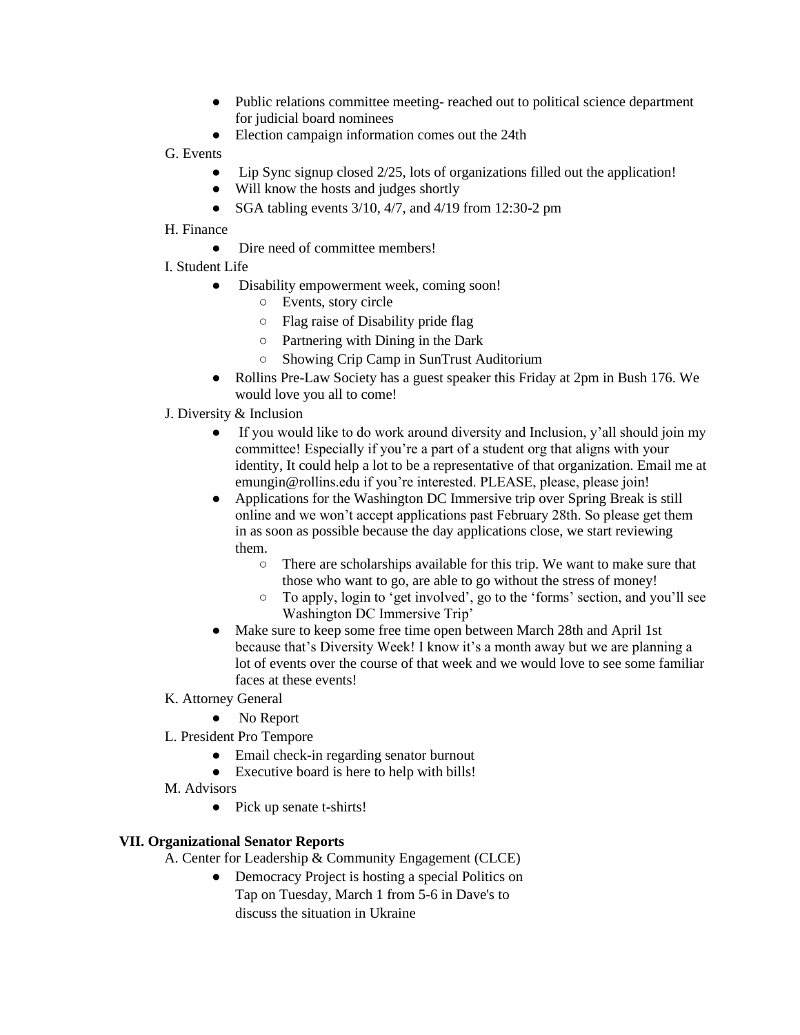- Public relations committee meeting- reached out to political science department for judicial board nominees
- Election campaign information comes out the 24th

G. Events

- Lip Sync signup closed 2/25, lots of organizations filled out the application!
- Will know the hosts and judges shortly
- SGA tabling events 3/10, 4/7, and 4/19 from 12:30-2 pm

H. Finance

- Dire need of committee members!

I. Student Life

- Disability empowerment week, coming soon!
  - Events, story circle
  - Flag raise of Disability pride flag
  - Partnering with Dining in the Dark
  - Showing Crip Camp in SunTrust Auditorium
- Rollins Pre-Law Society has a guest speaker this Friday at 2pm in Bush 176. We would love you all to come!

J. Diversity & Inclusion

- If you would like to do work around diversity and Inclusion, y'all should join my committee! Especially if you're a part of a student org that aligns with your identity, It could help a lot to be a representative of that organization. Email me at emungin@rollins.edu if you're interested. PLEASE, please, please join!
- Applications for the Washington DC Immersive trip over Spring Break is still online and we won't accept applications past February 28th. So please get them in as soon as possible because the day applications close, we start reviewing them.
  - There are scholarships available for this trip. We want to make sure that those who want to go, are able to go without the stress of money!
  - To apply, login to 'get involved', go to the 'forms' section, and you'll see Washington DC Immersive Trip'
- Make sure to keep some free time open between March 28th and April 1st because that's Diversity Week! I know it's a month away but we are planning a lot of events over the course of that week and we would love to see some familiar faces at these events!

K. Attorney General

- No Report

L. President Pro Tempore

- Email check-in regarding senator burnout
- Executive board is here to help with bills!

M. Advisors

- Pick up senate t-shirts!

**VII. Organizational Senator Reports**

A. Center for Leadership & Community Engagement (CLCE)

- Democracy Project is hosting a special Politics on Tap on Tuesday, March 1 from 5-6 in Dave's to discuss the situation in Ukraine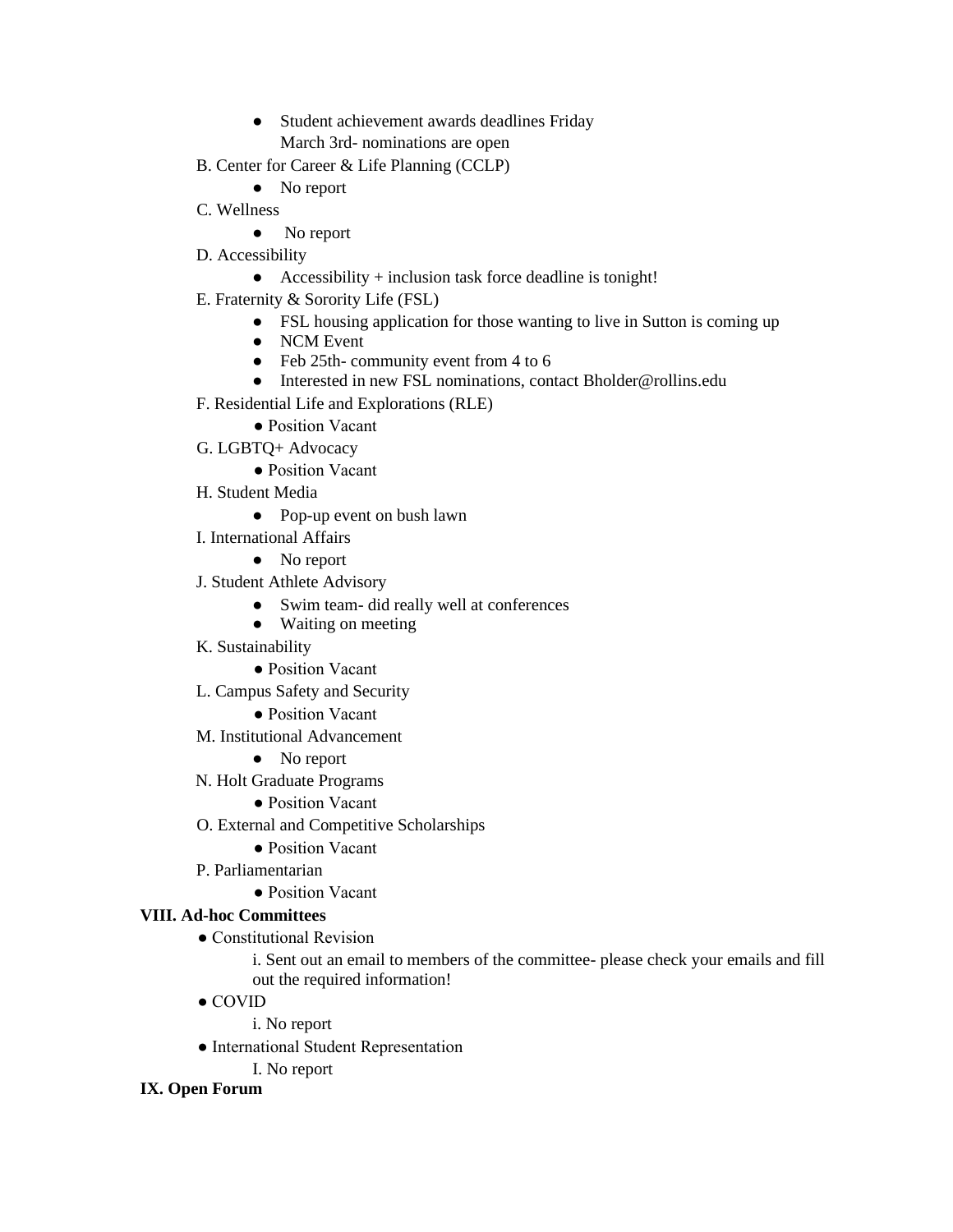- Student achievement awards deadlines Friday March 3rd- nominations are open

B. Center for Career & Life Planning (CCLP)

- No report

C. Wellness

- No report

D. Accessibility

- Accessibility + inclusion task force deadline is tonight!

E. Fraternity & Sorority Life (FSL)

- FSL housing application for those wanting to live in Sutton is coming up
- NCM Event
- Feb 25th- community event from 4 to 6
- Interested in new FSL nominations, contact Bholder@rollins.edu

F. Residential Life and Explorations (RLE)

- Position Vacant

G. LGBTQ+ Advocacy

- Position Vacant

H. Student Media

- Pop-up event on bush lawn

I. International Affairs

- No report

J. Student Athlete Advisory

- Swim team- did really well at conferences
- Waiting on meeting

K. Sustainability

- Position Vacant

L. Campus Safety and Security

- Position Vacant

M. Institutional Advancement

- No report

N. Holt Graduate Programs

- Position Vacant

O. External and Competitive Scholarships

- Position Vacant

P. Parliamentarian

- Position Vacant

**VIII. Ad-hoc Committees**

- Constitutional Revision

  i. Sent out an email to members of the committee- please check your emails and fill out the required information!

- COVID

  i. No report

- International Student Representation

  I. No report

**IX. Open Forum**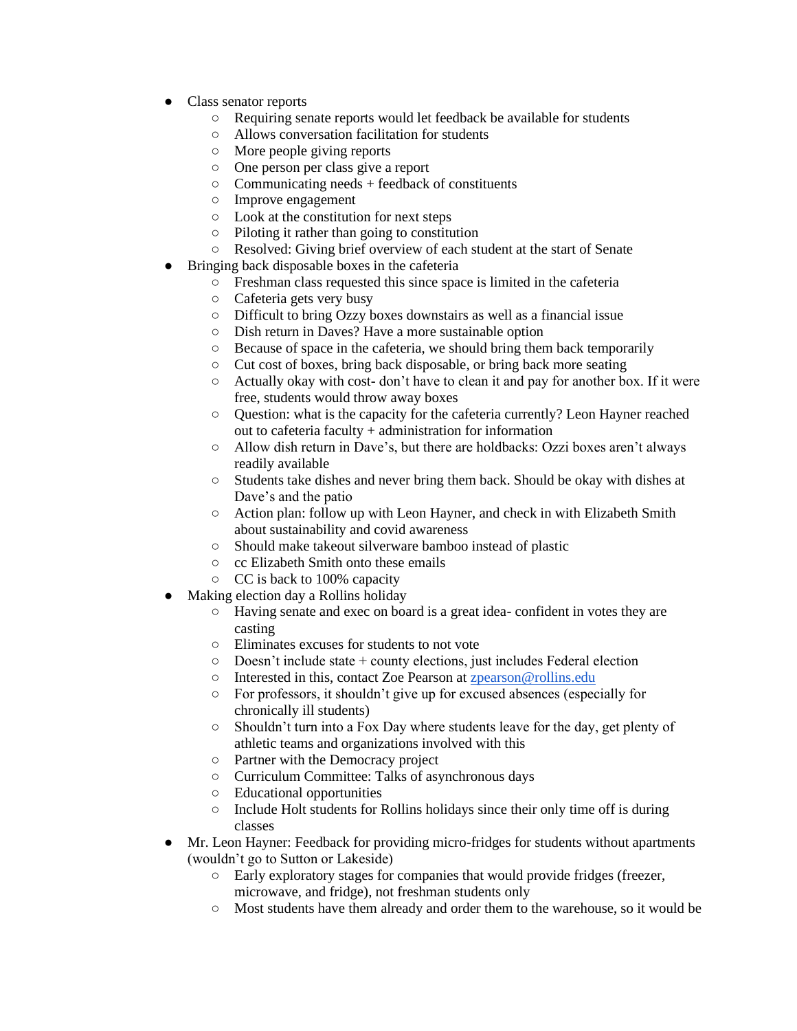- Class senator reports
  - Requiring senate reports would let feedback be available for students
  - Allows conversation facilitation for students
  - More people giving reports
  - One person per class give a report
  - Communicating needs + feedback of constituents
  - Improve engagement
  - Look at the constitution for next steps
  - Piloting it rather than going to constitution
  - Resolved: Giving brief overview of each student at the start of Senate
- Bringing back disposable boxes in the cafeteria
  - Freshman class requested this since space is limited in the cafeteria
  - Cafeteria gets very busy
  - Difficult to bring Ozzy boxes downstairs as well as a financial issue
  - Dish return in Daves? Have a more sustainable option
  - Because of space in the cafeteria, we should bring them back temporarily
  - Cut cost of boxes, bring back disposable, or bring back more seating
  - Actually okay with cost- don't have to clean it and pay for another box. If it were free, students would throw away boxes
  - Question: what is the capacity for the cafeteria currently? Leon Hayner reached out to cafeteria faculty + administration for information
  - Allow dish return in Dave's, but there are holdbacks: Ozzi boxes aren't always readily available
  - Students take dishes and never bring them back. Should be okay with dishes at Dave's and the patio
  - Action plan: follow up with Leon Hayner, and check in with Elizabeth Smith about sustainability and covid awareness
  - Should make takeout silverware bamboo instead of plastic
  - cc Elizabeth Smith onto these emails
  - CC is back to 100% capacity
- Making election day a Rollins holiday
  - Having senate and exec on board is a great idea- confident in votes they are casting
  - Eliminates excuses for students to not vote
  - Doesn't include state + county elections, just includes Federal election
  - Interested in this, contact Zoe Pearson at [zpearson@rollins.edu](mailto:zpearson@rollins.edu)
  - For professors, it shouldn't give up for excused absences (especially for chronically ill students)
  - Shouldn't turn into a Fox Day where students leave for the day, get plenty of athletic teams and organizations involved with this
  - Partner with the Democracy project
  - Curriculum Committee: Talks of asynchronous days
  - Educational opportunities
  - Include Holt students for Rollins holidays since their only time off is during classes
- Mr. Leon Hayner: Feedback for providing micro-fridges for students without apartments (wouldn't go to Sutton or Lakeside)
  - Early exploratory stages for companies that would provide fridges (freezer, microwave, and fridge), not freshman students only
  - Most students have them already and order them to the warehouse, so it would be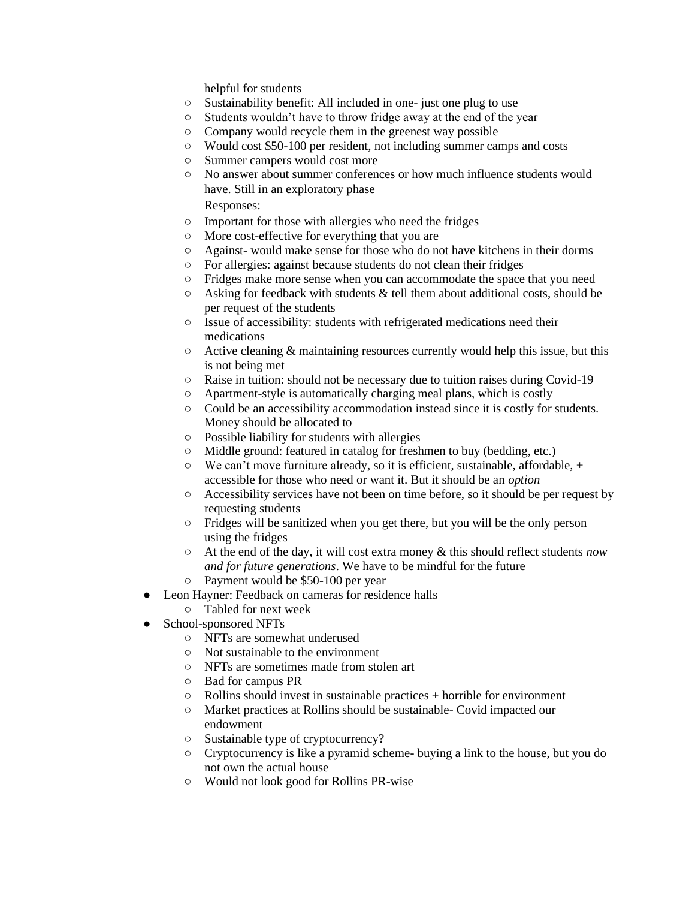helpful for students
  - Sustainability benefit: All included in one- just one plug to use
  - Students wouldn't have to throw fridge away at the end of the year
  - Company would recycle them in the greenest way possible
  - Would cost $50-100 per resident, not including summer camps and costs
  - Summer campers would cost more
  - No answer about summer conferences or how much influence students would have. Still in an exploratory phase

    Responses:
  - Important for those with allergies who need the fridges
  - More cost-effective for everything that you are
  - Against- would make sense for those who do not have kitchens in their dorms
  - For allergies: against because students do not clean their fridges
  - Fridges make more sense when you can accommodate the space that you need
  - Asking for feedback with students & tell them about additional costs, should be per request of the students
  - Issue of accessibility: students with refrigerated medications need their medications
  - Active cleaning & maintaining resources currently would help this issue, but this is not being met
  - Raise in tuition: should not be necessary due to tuition raises during Covid-19
  - Apartment-style is automatically charging meal plans, which is costly
  - Could be an accessibility accommodation instead since it is costly for students. Money should be allocated to
  - Possible liability for students with allergies
  - Middle ground: featured in catalog for freshmen to buy (bedding, etc.)
  - We can't move furniture already, so it is efficient, sustainable, affordable, + accessible for those who need or want it. But it should be an *option*
  - Accessibility services have not been on time before, so it should be per request by requesting students
  - Fridges will be sanitized when you get there, but you will be the only person using the fridges
  - At the end of the day, it will cost extra money & this should reflect students *now and for future generations*. We have to be mindful for the future
  - Payment would be $50-100 per year
- Leon Hayner: Feedback on cameras for residence halls
  - Tabled for next week
- School-sponsored NFTs
  - NFTs are somewhat underused
  - Not sustainable to the environment
  - NFTs are sometimes made from stolen art
  - Bad for campus PR
  - Rollins should invest in sustainable practices + horrible for environment
  - Market practices at Rollins should be sustainable- Covid impacted our endowment
  - Sustainable type of cryptocurrency?
  - Cryptocurrency is like a pyramid scheme- buying a link to the house, but you do not own the actual house
  - Would not look good for Rollins PR-wise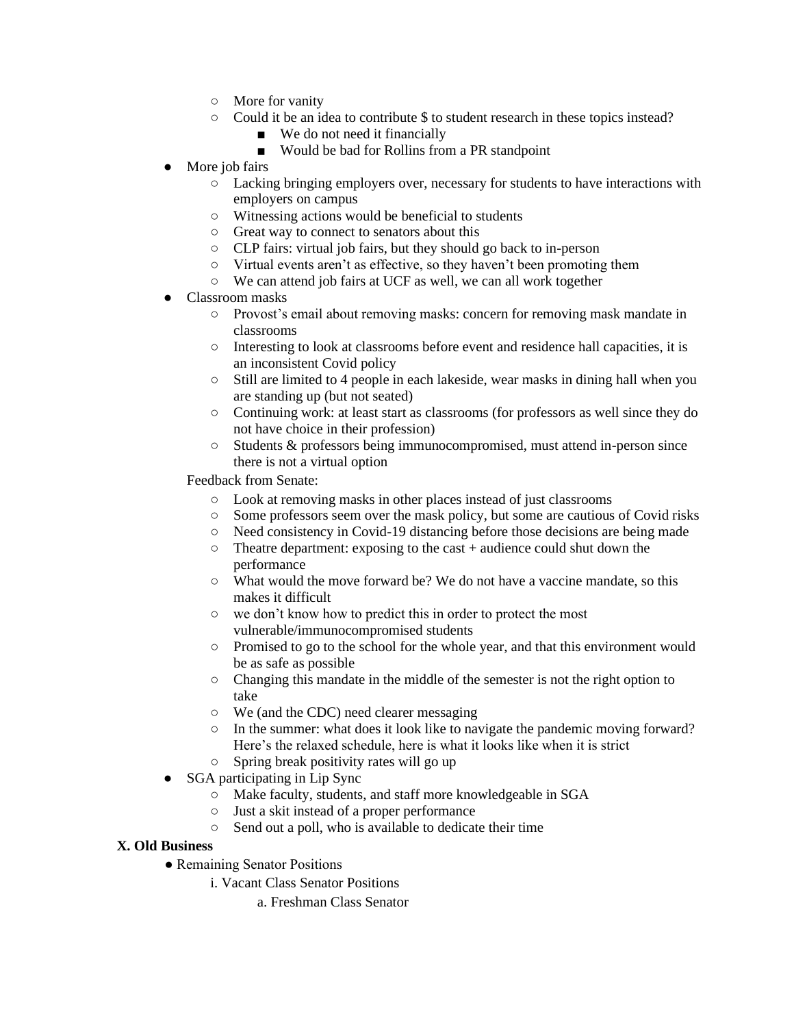- More for vanity
- Could it be an idea to contribute $ to student research in these topics instead?
  - We do not need it financially
  - Would be bad for Rollins from a PR standpoint

- More job fairs
  - Lacking bringing employers over, necessary for students to have interactions with employers on campus
  - Witnessing actions would be beneficial to students
  - Great way to connect to senators about this
  - CLP fairs: virtual job fairs, but they should go back to in-person
  - Virtual events aren't as effective, so they haven't been promoting them
  - We can attend job fairs at UCF as well, we can all work together
- Classroom masks
  - Provost's email about removing masks: concern for removing mask mandate in classrooms
  - Interesting to look at classrooms before event and residence hall capacities, it is an inconsistent Covid policy
  - Still are limited to 4 people in each lakeside, wear masks in dining hall when you are standing up (but not seated)
  - Continuing work: at least start as classrooms (for professors as well since they do not have choice in their profession)
  - Students & professors being immunocompromised, must attend in-person since there is not a virtual option

  Feedback from Senate:

  - Look at removing masks in other places instead of just classrooms
  - Some professors seem over the mask policy, but some are cautious of Covid risks
  - Need consistency in Covid-19 distancing before those decisions are being made
  - Theatre department: exposing to the cast + audience could shut down the performance
  - What would the move forward be? We do not have a vaccine mandate, so this makes it difficult
  - we don't know how to predict this in order to protect the most vulnerable/immunocompromised students
  - Promised to go to the school for the whole year, and that this environment would be as safe as possible
  - Changing this mandate in the middle of the semester is not the right option to take
  - We (and the CDC) need clearer messaging
  - In the summer: what does it look like to navigate the pandemic moving forward? Here's the relaxed schedule, here is what it looks like when it is strict
  - Spring break positivity rates will go up
- SGA participating in Lip Sync
  - Make faculty, students, and staff more knowledgeable in SGA
  - Just a skit instead of a proper performance
  - Send out a poll, who is available to dedicate their time

**X. Old Business**

- Remaining Senator Positions
  - i. Vacant Class Senator Positions
    - a. Freshman Class Senator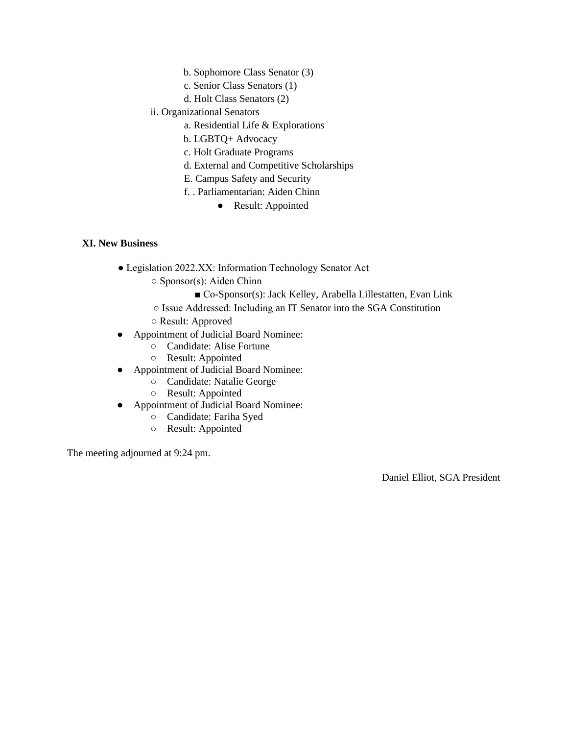b. Sophomore Class Senator (3)
c. Senior Class Senators (1)
d. Holt Class Senators (2)

ii. Organizational Senators

a. Residential Life & Explorations
b. LGBTQ+ Advocacy
c. Holt Graduate Programs
d. External and Competitive Scholarships
E. Campus Safety and Security
f. . Parliamentarian: Aiden Chinn

- Result: Appointed

**XI. New Business**

- Legislation 2022.XX: Information Technology Senator Act
  - Sponsor(s): Aiden Chinn
    - Co-Sponsor(s): Jack Kelley, Arabella Lillestatten, Evan Link
  - Issue Addressed: Including an IT Senator into the SGA Constitution
  - Result: Approved
- Appointment of Judicial Board Nominee:
  - Candidate: Alise Fortune
  - Result: Appointed
- Appointment of Judicial Board Nominee:
  - Candidate: Natalie George
  - Result: Appointed
- Appointment of Judicial Board Nominee:
  - Candidate: Fariha Syed
  - Result: Appointed

The meeting adjourned at 9:24 pm.

Daniel Elliot, SGA President